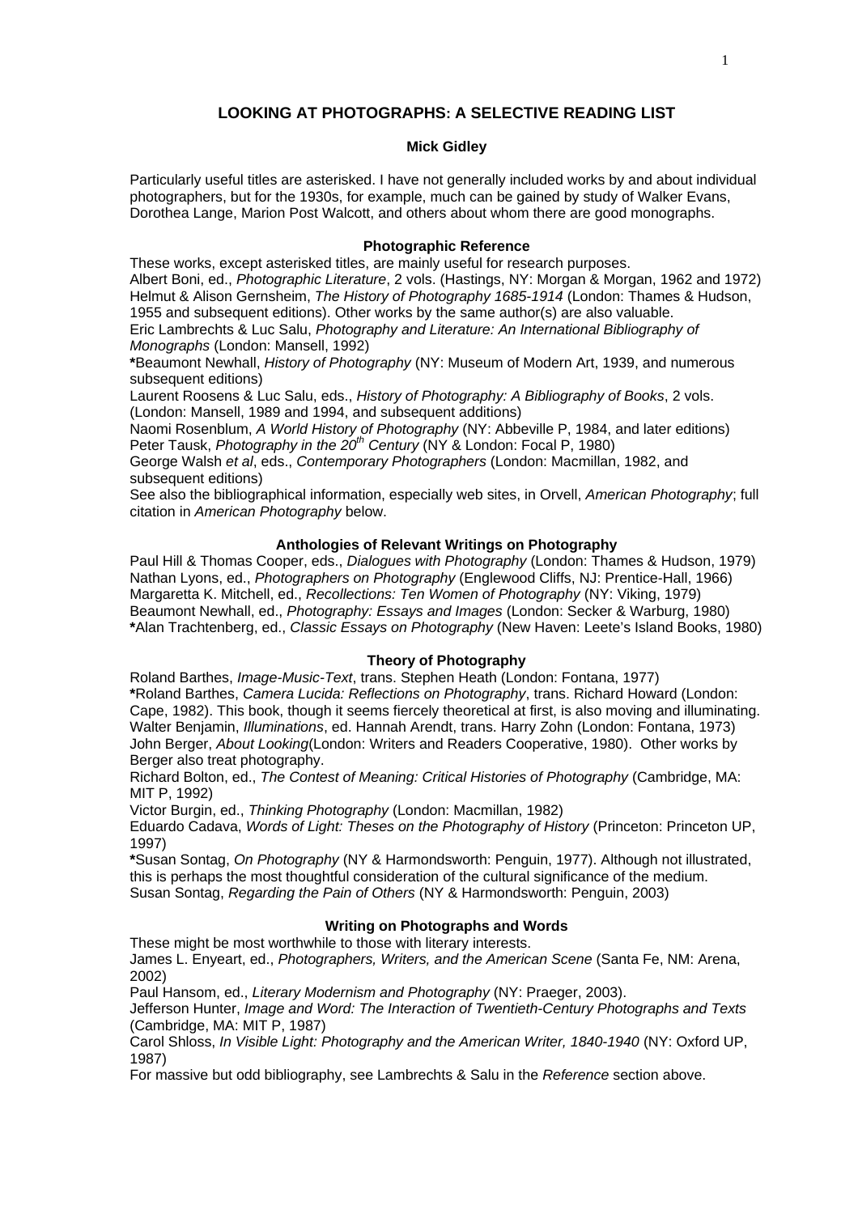# LOOKING AT PHOTOGRAPHS: A SELECTIVE READING LIST

**Mick Gidley**

Particularly useful titles are asterisked. I have not generally included works by and about individual photographers, but for the 1930s, for example, much can be gained by study of Walker Evans, Dorothea Lange, Marion Post Walcott, and others about whom there are good monographs.

## Photographic Reference

These works, except asterisked titles, are mainly useful for research purposes.

Albert Boni, ed., *Photographic Literature*, 2 vols. (Hastings, NY: Morgan & Morgan, 1962 and 1972)

Helmut & Alison Gernsheim, *The History of Photography 1685-1914* (London: Thames & Hudson, 1955 and subsequent editions). Other works by the same author(s) are also valuable.

Eric Lambrechts & Luc Salu, *Photography and Literature: An International Bibliography of Monographs* (London: Mansell, 1992)

**\***Beaumont Newhall, *History of Photography* (NY: Museum of Modern Art, 1939, and numerous subsequent editions)

Laurent Roosens & Luc Salu, eds., *History of Photography: A Bibliography of Books*, 2 vols. (London: Mansell, 1989 and 1994, and subsequent additions)

Naomi Rosenblum, *A World History of Photography* (NY: Abbeville P, 1984, and later editions)

Peter Tausk, *Photography in the 20th Century* (NY & London: Focal P, 1980)

George Walsh *et al*, eds., *Contemporary Photographers* (London: Macmillan, 1982, and subsequent editions)

See also the bibliographical information, especially web sites, in Orvell, *American Photography*; full citation in *American Photography* below.

## Anthologies of Relevant Writings on Photography

Paul Hill & Thomas Cooper, eds., *Dialogues with Photography* (London: Thames & Hudson, 1979)

Nathan Lyons, ed., *Photographers on Photography* (Englewood Cliffs, NJ: Prentice-Hall, 1966)

Margaretta K. Mitchell, ed., *Recollections: Ten Women of Photography* (NY: Viking, 1979)

Beaumont Newhall, ed., *Photography: Essays and Images* (London: Secker & Warburg, 1980)

**\***Alan Trachtenberg, ed., *Classic Essays on Photography* (New Haven: Leete's Island Books, 1980)

## Theory of Photography

Roland Barthes, *Image-Music-Text*, trans. Stephen Heath (London: Fontana, 1977)

**\***Roland Barthes, *Camera Lucida: Reflections on Photography*, trans. Richard Howard (London: Cape, 1982). This book, though it seems fiercely theoretical at first, is also moving and illuminating.

Walter Benjamin, *Illuminations*, ed. Hannah Arendt, trans. Harry Zohn (London: Fontana, 1973)

John Berger, *About Looking*(London: Writers and Readers Cooperative, 1980). Other works by Berger also treat photography.

Richard Bolton, ed., *The Contest of Meaning: Critical Histories of Photography* (Cambridge, MA: MIT P, 1992)

Victor Burgin, ed., *Thinking Photography* (London: Macmillan, 1982)

Eduardo Cadava, *Words of Light: Theses on the Photography of History* (Princeton: Princeton UP, 1997)

**\***Susan Sontag, *On Photography* (NY & Harmondsworth: Penguin, 1977). Although not illustrated, this is perhaps the most thoughtful consideration of the cultural significance of the medium.

Susan Sontag, *Regarding the Pain of Others* (NY & Harmondsworth: Penguin, 2003)

## Writing on Photographs and Words

These might be most worthwhile to those with literary interests.

James L. Enyeart, ed., *Photographers, Writers, and the American Scene* (Santa Fe, NM: Arena, 2002)

Paul Hansom, ed., *Literary Modernism and Photography* (NY: Praeger, 2003).

Jefferson Hunter, *Image and Word: The Interaction of Twentieth-Century Photographs and Texts* (Cambridge, MA: MIT P, 1987)

Carol Shloss, *In Visible Light: Photography and the American Writer, 1840-1940* (NY: Oxford UP, 1987)

For massive but odd bibliography, see Lambrechts & Salu in the *Reference* section above.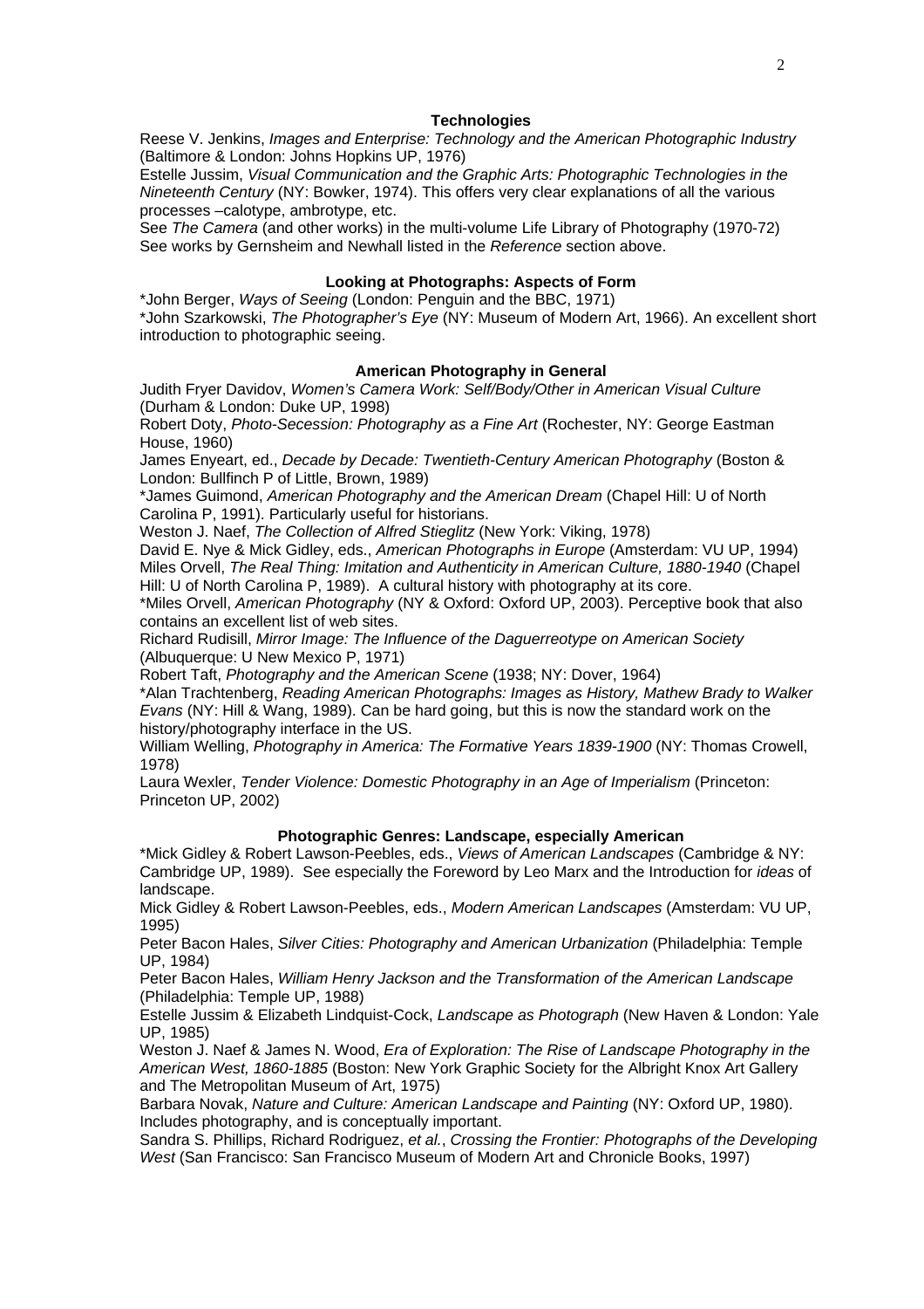### Technologies

Reese V. Jenkins, *Images and Enterprise: Technology and the American Photographic Industry* (Baltimore & London: Johns Hopkins UP, 1976)

Estelle Jussim, *Visual Communication and the Graphic Arts: Photographic Technologies in the Nineteenth Century* (NY: Bowker, 1974). This offers very clear explanations of all the various processes –calotype, ambrotype, etc.

See *The Camera* (and other works) in the multi-volume Life Library of Photography (1970-72)

See works by Gernsheim and Newhall listed in the *Reference* section above.

### Looking at Photographs: Aspects of Form

*John Berger, *Ways of Seeing* (London: Penguin and the BBC, 1971)

*John Szarkowski, *The Photographer's Eye* (NY: Museum of Modern Art, 1966). An excellent short introduction to photographic seeing.

### American Photography in General

Judith Fryer Davidov, *Women's Camera Work: Self/Body/Other in American Visual Culture* (Durham & London: Duke UP, 1998)

Robert Doty, *Photo-Secession: Photography as a Fine Art* (Rochester, NY: George Eastman House, 1960)

James Enyeart, ed., *Decade by Decade: Twentieth-Century American Photography* (Boston & London: Bullfinch P of Little, Brown, 1989)

*James Guimond, *American Photography and the American Dream* (Chapel Hill: U of North Carolina P, 1991). Particularly useful for historians.

Weston J. Naef, *The Collection of Alfred Stieglitz* (New York: Viking, 1978)

David E. Nye & Mick Gidley, eds., *American Photographs in Europe* (Amsterdam: VU UP, 1994)

Miles Orvell, *The Real Thing: Imitation and Authenticity in American Culture, 1880-1940* (Chapel Hill: U of North Carolina P, 1989). A cultural history with photography at its core.

*Miles Orvell, *American Photography* (NY & Oxford: Oxford UP, 2003). Perceptive book that also contains an excellent list of web sites.

Richard Rudisill, *Mirror Image: The Influence of the Daguerreotype on American Society* (Albuquerque: U New Mexico P, 1971)

Robert Taft, *Photography and the American Scene* (1938; NY: Dover, 1964)

*Alan Trachtenberg, *Reading American Photographs: Images as History, Mathew Brady to Walker Evans* (NY: Hill & Wang, 1989). Can be hard going, but this is now the standard work on the history/photography interface in the US.

William Welling, *Photography in America: The Formative Years 1839-1900* (NY: Thomas Crowell, 1978)

Laura Wexler, *Tender Violence: Domestic Photography in an Age of Imperialism* (Princeton: Princeton UP, 2002)

### Photographic Genres: Landscape, especially American

*Mick Gidley & Robert Lawson-Peebles, eds., *Views of American Landscapes* (Cambridge & NY: Cambridge UP, 1989). See especially the Foreword by Leo Marx and the Introduction for *ideas* of landscape.

Mick Gidley & Robert Lawson-Peebles, eds., *Modern American Landscapes* (Amsterdam: VU UP, 1995)

Peter Bacon Hales, *Silver Cities: Photography and American Urbanization* (Philadelphia: Temple UP, 1984)

Peter Bacon Hales, *William Henry Jackson and the Transformation of the American Landscape* (Philadelphia: Temple UP, 1988)

Estelle Jussim & Elizabeth Lindquist-Cock, *Landscape as Photograph* (New Haven & London: Yale UP, 1985)

Weston J. Naef & James N. Wood, *Era of Exploration: The Rise of Landscape Photography in the American West, 1860-1885* (Boston: New York Graphic Society for the Albright Knox Art Gallery and The Metropolitan Museum of Art, 1975)

Barbara Novak, *Nature and Culture: American Landscape and Painting* (NY: Oxford UP, 1980). Includes photography, and is conceptually important.

Sandra S. Phillips, Richard Rodriguez, *et al.*, *Crossing the Frontier: Photographs of the Developing West* (San Francisco: San Francisco Museum of Modern Art and Chronicle Books, 1997)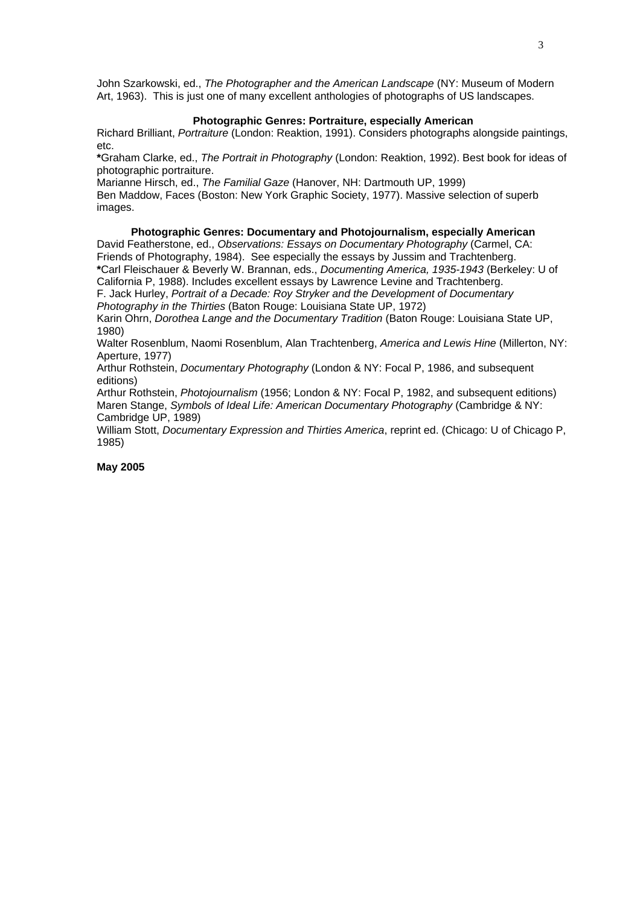John Szarkowski, ed., *The Photographer and the American Landscape* (NY: Museum of Modern Art, 1963). This is just one of many excellent anthologies of photographs of US landscapes.

### Photographic Genres: Portraiture, especially American

Richard Brilliant, *Portraiture* (London: Reaktion, 1991). Considers photographs alongside paintings, etc.

**\***Graham Clarke, ed., *The Portrait in Photography* (London: Reaktion, 1992). Best book for ideas of photographic portraiture.

Marianne Hirsch, ed., *The Familial Gaze* (Hanover, NH: Dartmouth UP, 1999)

Ben Maddow, Faces (Boston: New York Graphic Society, 1977). Massive selection of superb images.

### Photographic Genres: Documentary and Photojournalism, especially American

David Featherstone, ed., *Observations: Essays on Documentary Photography* (Carmel, CA: Friends of Photography, 1984). See especially the essays by Jussim and Trachtenberg.

**\***Carl Fleischauer & Beverly W. Brannan, eds., *Documenting America, 1935-1943* (Berkeley: U of California P, 1988). Includes excellent essays by Lawrence Levine and Trachtenberg.

F. Jack Hurley, *Portrait of a Decade: Roy Stryker and the Development of Documentary Photography in the Thirties* (Baton Rouge: Louisiana State UP, 1972)

Karin Ohrn, *Dorothea Lange and the Documentary Tradition* (Baton Rouge: Louisiana State UP, 1980)

Walter Rosenblum, Naomi Rosenblum, Alan Trachtenberg, *America and Lewis Hine* (Millerton, NY: Aperture, 1977)

Arthur Rothstein, *Documentary Photography* (London & NY: Focal P, 1986, and subsequent editions)

Arthur Rothstein, *Photojournalism* (1956; London & NY: Focal P, 1982, and subsequent editions)

Maren Stange, *Symbols of Ideal Life: American Documentary Photography* (Cambridge & NY: Cambridge UP, 1989)

William Stott, *Documentary Expression and Thirties America*, reprint ed. (Chicago: U of Chicago P, 1985)

**May 2005**